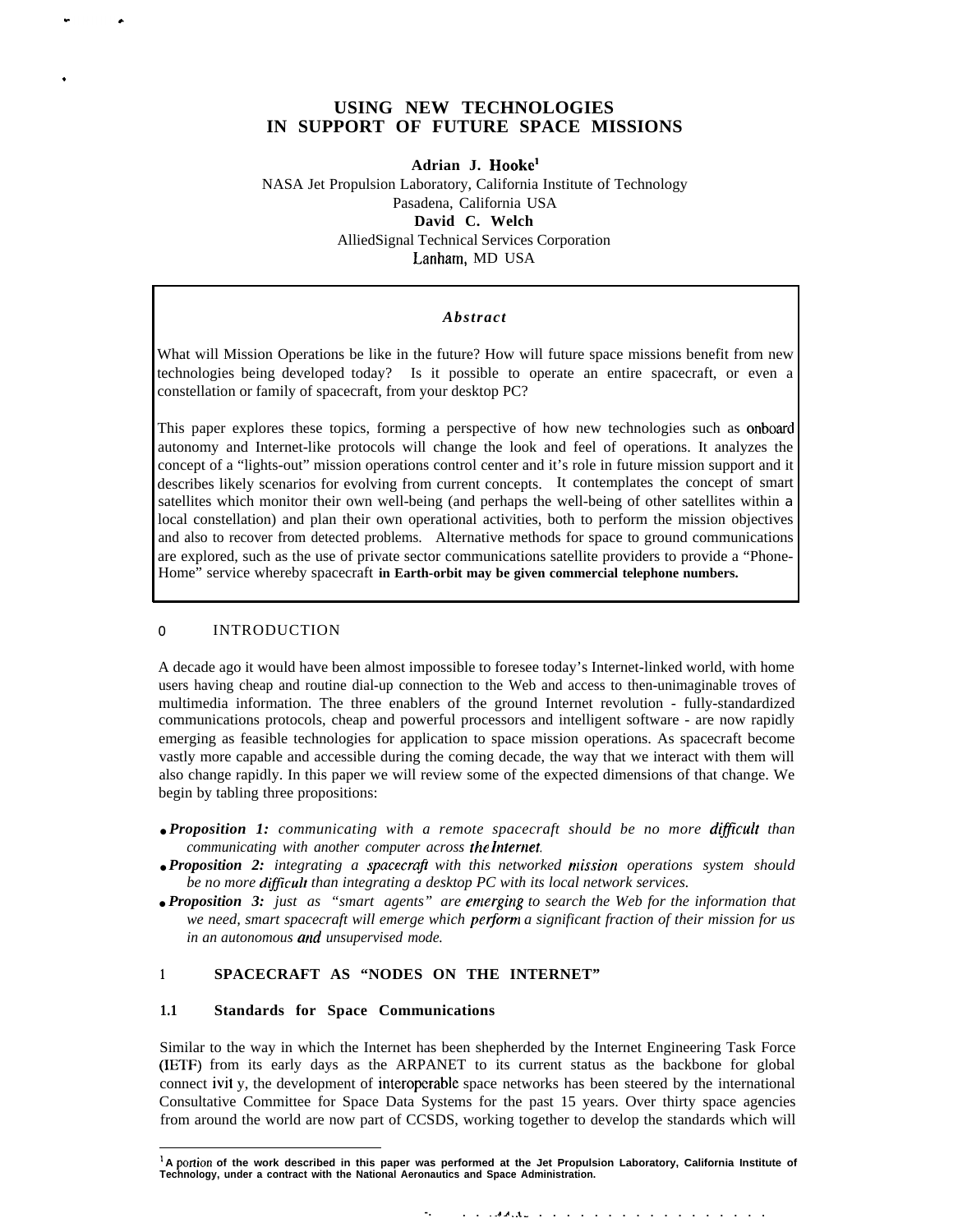# USING NEW TECHNOLOGIES IN SUPPORT OF FUTURE SPACE MISSIONS

**Adrian J. Hooke**[1]
NASA Jet Propulsion Laboratory, California Institute of Technology
Pasadena, California USA
**David C. Welch**
AlliedSignal Technical Services Corporation
Lanham, MD USA

***Abstract***

What will Mission Operations be like in the future? How will future space missions benefit from new technologies being developed today? Is it possible to operate an entire spacecraft, or even a constellation or family of spacecraft, from your desktop PC?

This paper explores these topics, forming a perspective of how new technologies such as onboard autonomy and Internet-like protocols will change the look and feel of operations. It analyzes the concept of a "lights-out" mission operations control center and it's role in future mission support and it describes likely scenarios for evolving from current concepts. It contemplates the concept of smart satellites which monitor their own well-being (and perhaps the well-being of other satellites within a local constellation) and plan their own operational activities, both to perform the mission objectives and also to recover from detected problems. Alternative methods for space to ground communications are explored, such as the use of private sector communications satellite providers to provide a "Phone-Home" service whereby spacecraft **in Earth-orbit may be given commercial telephone numbers.**

## 0 INTRODUCTION

A decade ago it would have been almost impossible to foresee today's Internet-linked world, with home users having cheap and routine dial-up connection to the Web and access to then-unimaginable troves of multimedia information. The three enablers of the ground Internet revolution - fully-standardized communications protocols, cheap and powerful processors and intelligent software - are now rapidly emerging as feasible technologies for application to space mission operations. As spacecraft become vastly more capable and accessible during the coming decade, the way that we interact with them will also change rapidly. In this paper we will review some of the expected dimensions of that change. We begin by tabling three propositions:

- ***Proposition 1:*** *communicating with a remote spacecraft should be no more difficult than communicating with another computer across the Internet.*
- ***Proposition 2:*** *integrating a spacecraft with this networked mission operations system should be no more difficult than integrating a desktop PC with its local network services.*
- ***Proposition 3:*** *just as "smart agents" are emerging to search the Web for the information that we need, smart spacecraft will emerge which perform a significant fraction of their mission for us in an autonomous and unsupervised mode.*

## 1 SPACECRAFT AS "NODES ON THE INTERNET"

### 1.1 Standards for Space Communications

Similar to the way in which the Internet has been shepherded by the Internet Engineering Task Force (IETF) from its early days as the ARPANET to its current status as the backbone for global connectivity, the development of interoperable space networks has been steered by the international Consultative Committee for Space Data Systems for the past 15 years. Over thirty space agencies from around the world are now part of CCSDS, working together to develop the standards which will

---

[1] **A portion of the work described in this paper was performed at the Jet Propulsion Laboratory, California Institute of Technology, under a contract with the National Aeronautics and Space Administration.**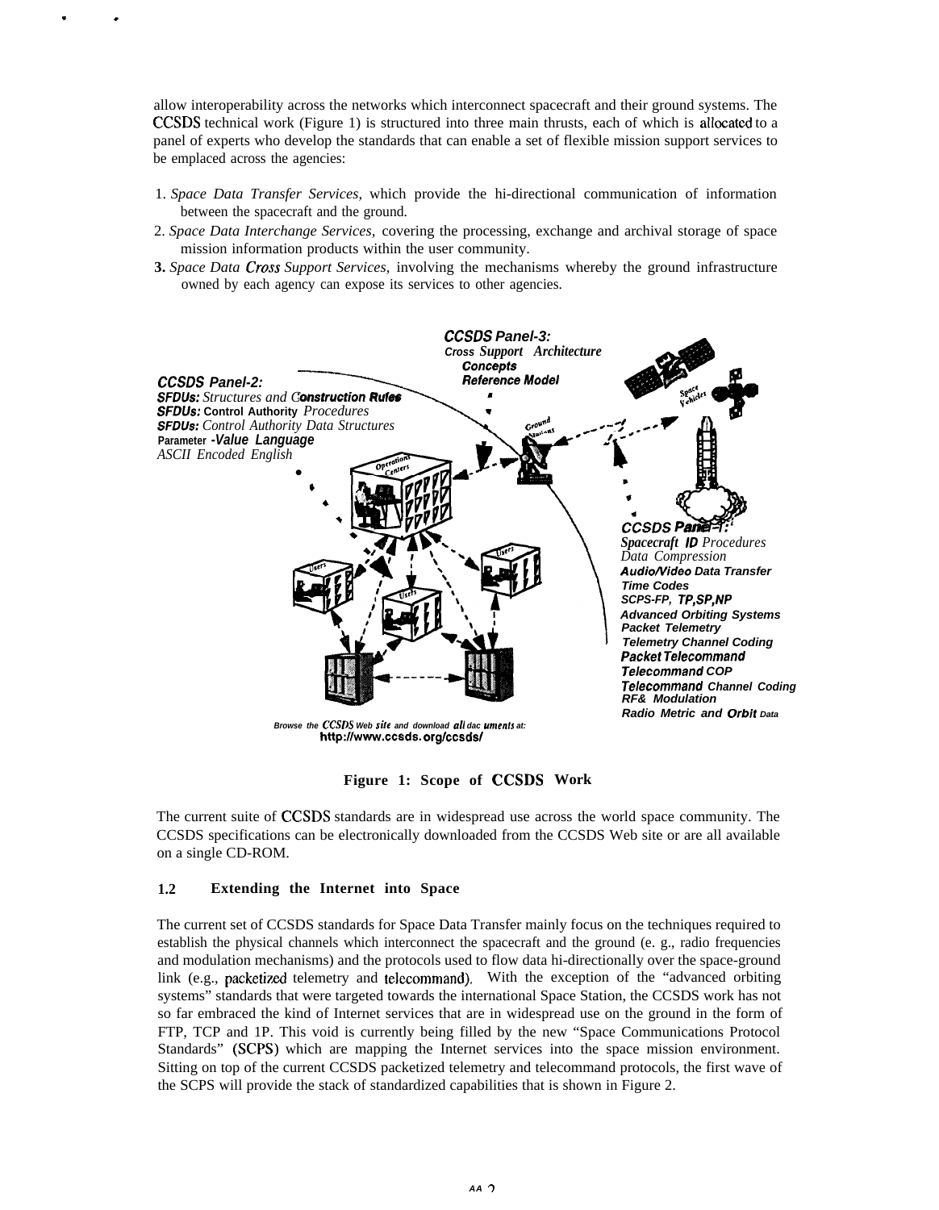allow interoperability across the networks which interconnect spacecraft and their ground systems. The CCSDS technical work (Figure 1) is structured into three main thrusts, each of which is allocated to a panel of experts who develop the standards that can enable a set of flexible mission support services to be emplaced across the agencies:

1. *Space Data Transfer Services,* which provide the hi-directional communication of information between the spacecraft and the ground.
2. *Space Data Interchange Services,* covering the processing, exchange and archival storage of space mission information products within the user community.
3. *Space Data Cross Support Services,* involving the mechanisms whereby the ground infrastructure owned by each agency can expose its services to other agencies.

**Figure 1: Scope of CCSDS Work**

The current suite of CCSDS standards are in widespread use across the world space community. The CCSDS specifications can be electronically downloaded from the CCSDS Web site or are all available on a single CD-ROM.

## 1.2 Extending the Internet into Space

The current set of CCSDS standards for Space Data Transfer mainly focus on the techniques required to establish the physical channels which interconnect the spacecraft and the ground (e. g., radio frequencies and modulation mechanisms) and the protocols used to flow data hi-directionally over the space-ground link (e.g., packetized telemetry and telecommand). With the exception of the "advanced orbiting systems" standards that were targeted towards the international Space Station, the CCSDS work has not so far embraced the kind of Internet services that are in widespread use on the ground in the form of FTP, TCP and 1P. This void is currently being filled by the new "Space Communications Protocol Standards" (SCPS) which are mapping the Internet services into the space mission environment. Sitting on top of the current CCSDS packetized telemetry and telecommand protocols, the first wave of the SCPS will provide the stack of standardized capabilities that is shown in Figure 2.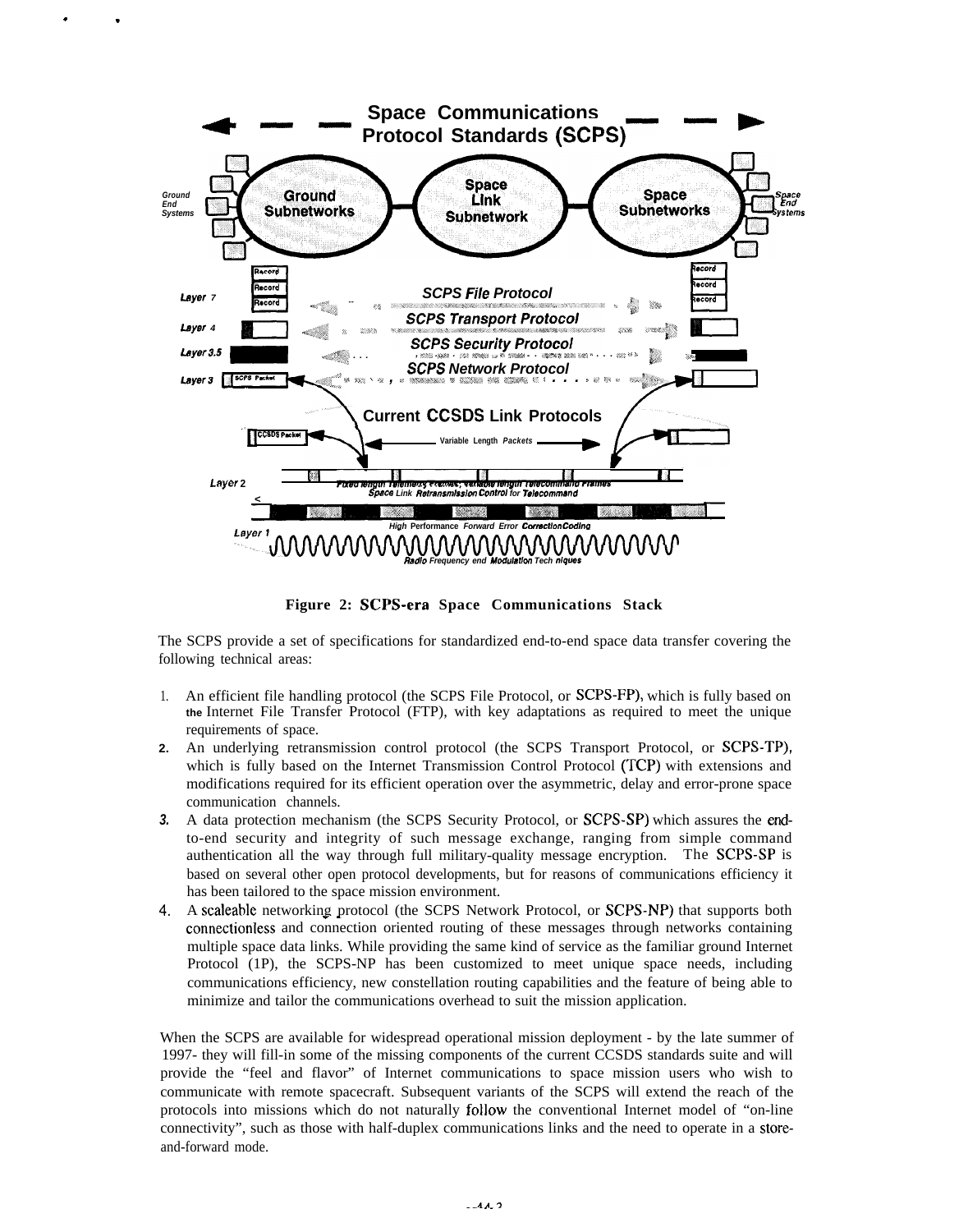Figure 2: SCPS-era Space Communications Stack

The SCPS provide a set of specifications for standardized end-to-end space data transfer covering the following technical areas:

1. An efficient file handling protocol (the SCPS File Protocol, or SCPS-FP), which is fully based on the Internet File Transfer Protocol (FTP), with key adaptations as required to meet the unique requirements of space.
2. An underlying retransmission control protocol (the SCPS Transport Protocol, or SCPS-TP), which is fully based on the Internet Transmission Control Protocol (TCP) with extensions and modifications required for its efficient operation over the asymmetric, delay and error-prone space communication channels.
3. A data protection mechanism (the SCPS Security Protocol, or SCPS-SP) which assures the end-to-end security and integrity of such message exchange, ranging from simple command authentication all the way through full military-quality message encryption. The SCPS-SP is based on several other open protocol developments, but for reasons of communications efficiency it has been tailored to the space mission environment.
4. A scaleable networking protocol (the SCPS Network Protocol, or SCPS-NP) that supports both connectionless and connection oriented routing of these messages through networks containing multiple space data links. While providing the same kind of service as the familiar ground Internet Protocol (1P), the SCPS-NP has been customized to meet unique space needs, including communications efficiency, new constellation routing capabilities and the feature of being able to minimize and tailor the communications overhead to suit the mission application.

When the SCPS are available for widespread operational mission deployment - by the late summer of 1997- they will fill-in some of the missing components of the current CCSDS standards suite and will provide the “feel and flavor” of Internet communications to space mission users who wish to communicate with remote spacecraft. Subsequent variants of the SCPS will extend the reach of the protocols into missions which do not naturally follow the conventional Internet model of “on-line connectivity”, such as those with half-duplex communications links and the need to operate in a store-and-forward mode.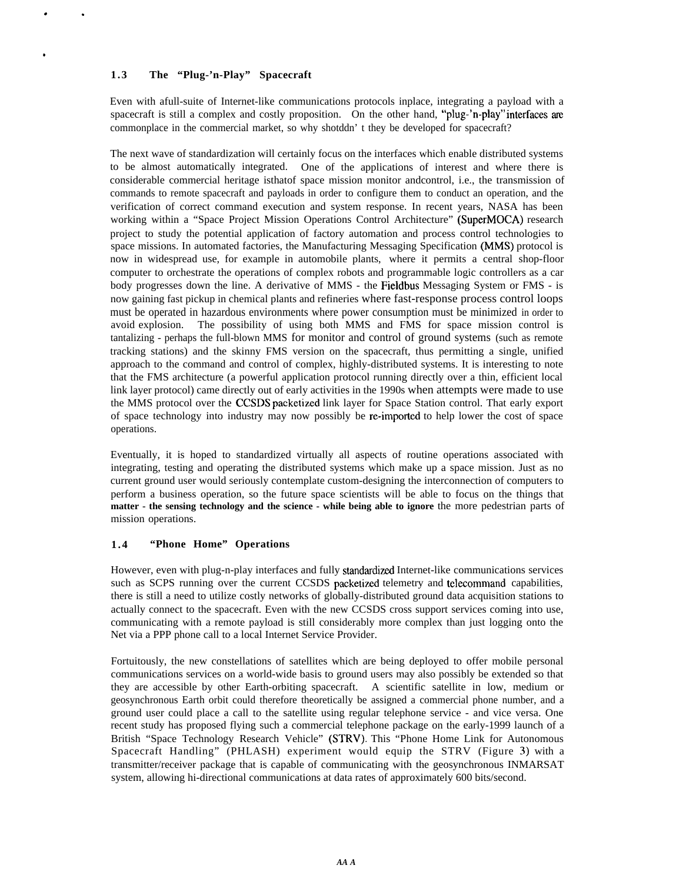## 1.3 The "Plug-'n-Play" Spacecraft

Even with afull-suite of Internet-like communications protocols inplace, integrating a payload with a spacecraft is still a complex and costly proposition. On the other hand, "plug-'n-play" interfaces are commonplace in the commercial market, so why shotddn' t they be developed for spacecraft?

The next wave of standardization will certainly focus on the interfaces which enable distributed systems to be almost automatically integrated. One of the applications of interest and where there is considerable commercial heritage isthatof space mission monitor andcontrol, i.e., the transmission of commands to remote spacecraft and payloads in order to configure them to conduct an operation, and the verification of correct command execution and system response. In recent years, NASA has been working within a "Space Project Mission Operations Control Architecture" (SuperMOCA) research project to study the potential application of factory automation and process control technologies to space missions. In automated factories, the Manufacturing Messaging Specification (MMS) protocol is now in widespread use, for example in automobile plants, where it permits a central shop-floor computer to orchestrate the operations of complex robots and programmable logic controllers as a car body progresses down the line. A derivative of MMS - the Fieldbus Messaging System or FMS - is now gaining fast pickup in chemical plants and refineries where fast-response process control loops must be operated in hazardous environments where power consumption must be minimized in order to avoid explosion. The possibility of using both MMS and FMS for space mission control is tantalizing - perhaps the full-blown MMS for monitor and control of ground systems (such as remote tracking stations) and the skinny FMS version on the spacecraft, thus permitting a single, unified approach to the command and control of complex, highly-distributed systems. It is interesting to note that the FMS architecture (a powerful application protocol running directly over a thin, efficient local link layer protocol) came directly out of early activities in the 1990s when attempts were made to use the MMS protocol over the CCSDS packetized link layer for Space Station control. That early export of space technology into industry may now possibly be re-imported to help lower the cost of space operations.

Eventually, it is hoped to standardized virtually all aspects of routine operations associated with integrating, testing and operating the distributed systems which make up a space mission. Just as no current ground user would seriously contemplate custom-designing the interconnection of computers to perform a business operation, so the future space scientists will be able to focus on the things that **matter - the sensing technology and the science - while being able to ignore** the more pedestrian parts of mission operations.

## 1.4 "Phone Home" Operations

However, even with plug-n-play interfaces and fully standardized Internet-like communications services such as SCPS running over the current CCSDS packetized telemetry and telecommand capabilities, there is still a need to utilize costly networks of globally-distributed ground data acquisition stations to actually connect to the spacecraft. Even with the new CCSDS cross support services coming into use, communicating with a remote payload is still considerably more complex than just logging onto the Net via a PPP phone call to a local Internet Service Provider.

Fortuitously, the new constellations of satellites which are being deployed to offer mobile personal communications services on a world-wide basis to ground users may also possibly be extended so that they are accessible by other Earth-orbiting spacecraft. A scientific satellite in low, medium or geosynchronous Earth orbit could therefore theoretically be assigned a commercial phone number, and a ground user could place a call to the satellite using regular telephone service - and vice versa. One recent study has proposed flying such a commercial telephone package on the early-1999 launch of a British "Space Technology Research Vehicle" (STRV). This "Phone Home Link for Autonomous Spacecraft Handling" (PHLASH) experiment would equip the STRV (Figure 3) with a transmitter/receiver package that is capable of communicating with the geosynchronous INMARSAT system, allowing hi-directional communications at data rates of approximately 600 bits/second.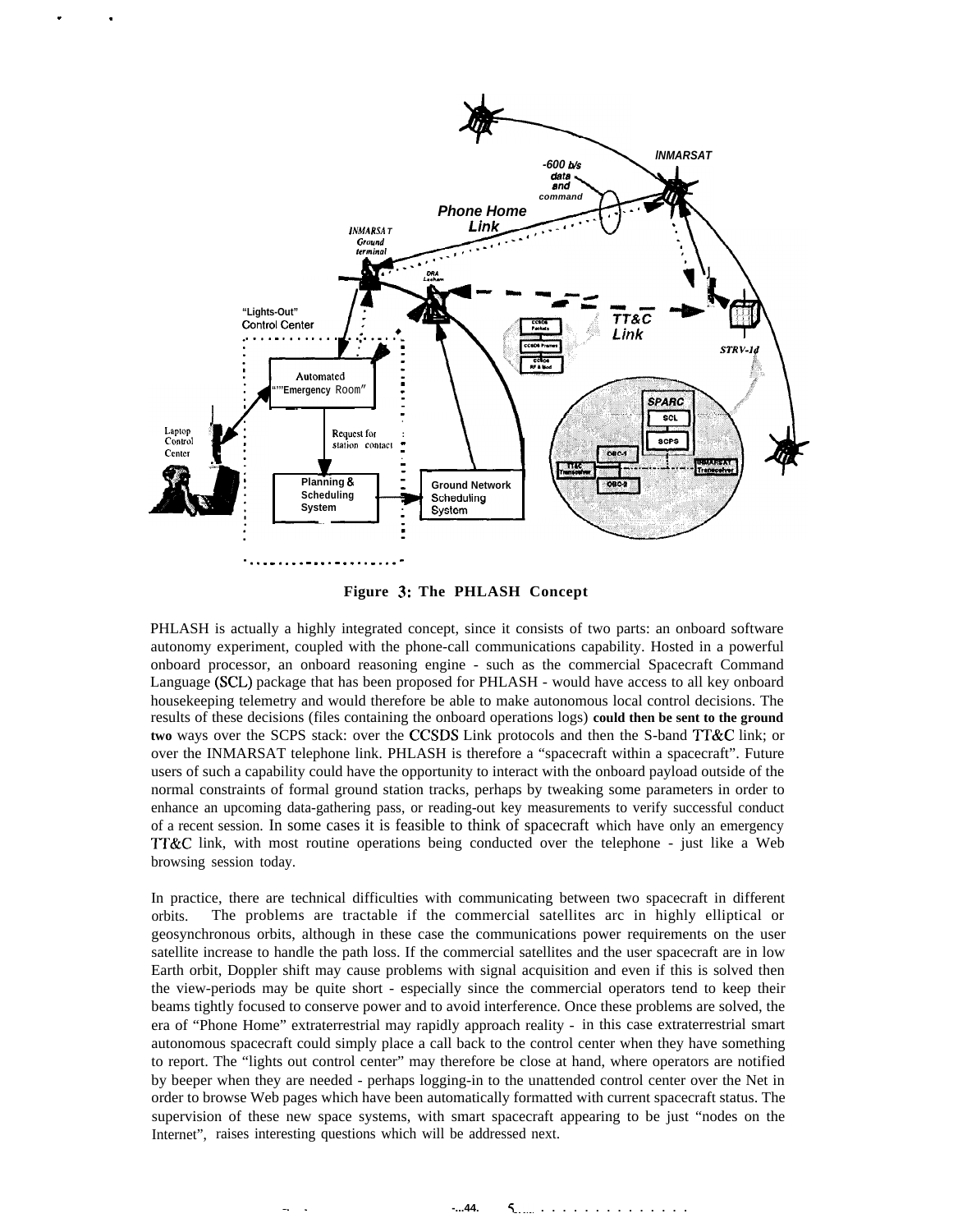**Figure 3: The PHLASH Concept**

PHLASH is actually a highly integrated concept, since it consists of two parts: an onboard software autonomy experiment, coupled with the phone-call communications capability. Hosted in a powerful onboard processor, an onboard reasoning engine - such as the commercial Spacecraft Command Language (SCL) package that has been proposed for PHLASH - would have access to all key onboard housekeeping telemetry and would therefore be able to make autonomous local control decisions. The results of these decisions (files containing the onboard operations logs) **could then be sent to the ground two** ways over the SCPS stack: over the CCSDS Link protocols and then the S-band TT&C link; or over the INMARSAT telephone link. PHLASH is therefore a "spacecraft within a spacecraft". Future users of such a capability could have the opportunity to interact with the onboard payload outside of the normal constraints of formal ground station tracks, perhaps by tweaking some parameters in order to enhance an upcoming data-gathering pass, or reading-out key measurements to verify successful conduct of a recent session. In some cases it is feasible to think of spacecraft which have only an emergency TT&C link, with most routine operations being conducted over the telephone - just like a Web browsing session today.

In practice, there are technical difficulties with communicating between two spacecraft in different orbits. The problems are tractable if the commercial satellites arc in highly elliptical or geosynchronous orbits, although in these case the communications power requirements on the user satellite increase to handle the path loss. If the commercial satellites and the user spacecraft are in low Earth orbit, Doppler shift may cause problems with signal acquisition and even if this is solved then the view-periods may be quite short - especially since the commercial operators tend to keep their beams tightly focused to conserve power and to avoid interference. Once these problems are solved, the era of "Phone Home" extraterrestrial may rapidly approach reality - in this case extraterrestrial smart autonomous spacecraft could simply place a call back to the control center when they have something to report. The "lights out control center" may therefore be close at hand, where operators are notified by beeper when they are needed - perhaps logging-in to the unattended control center over the Net in order to browse Web pages which have been automatically formatted with current spacecraft status. The supervision of these new space systems, with smart spacecraft appearing to be just "nodes on the Internet", raises interesting questions which will be addressed next.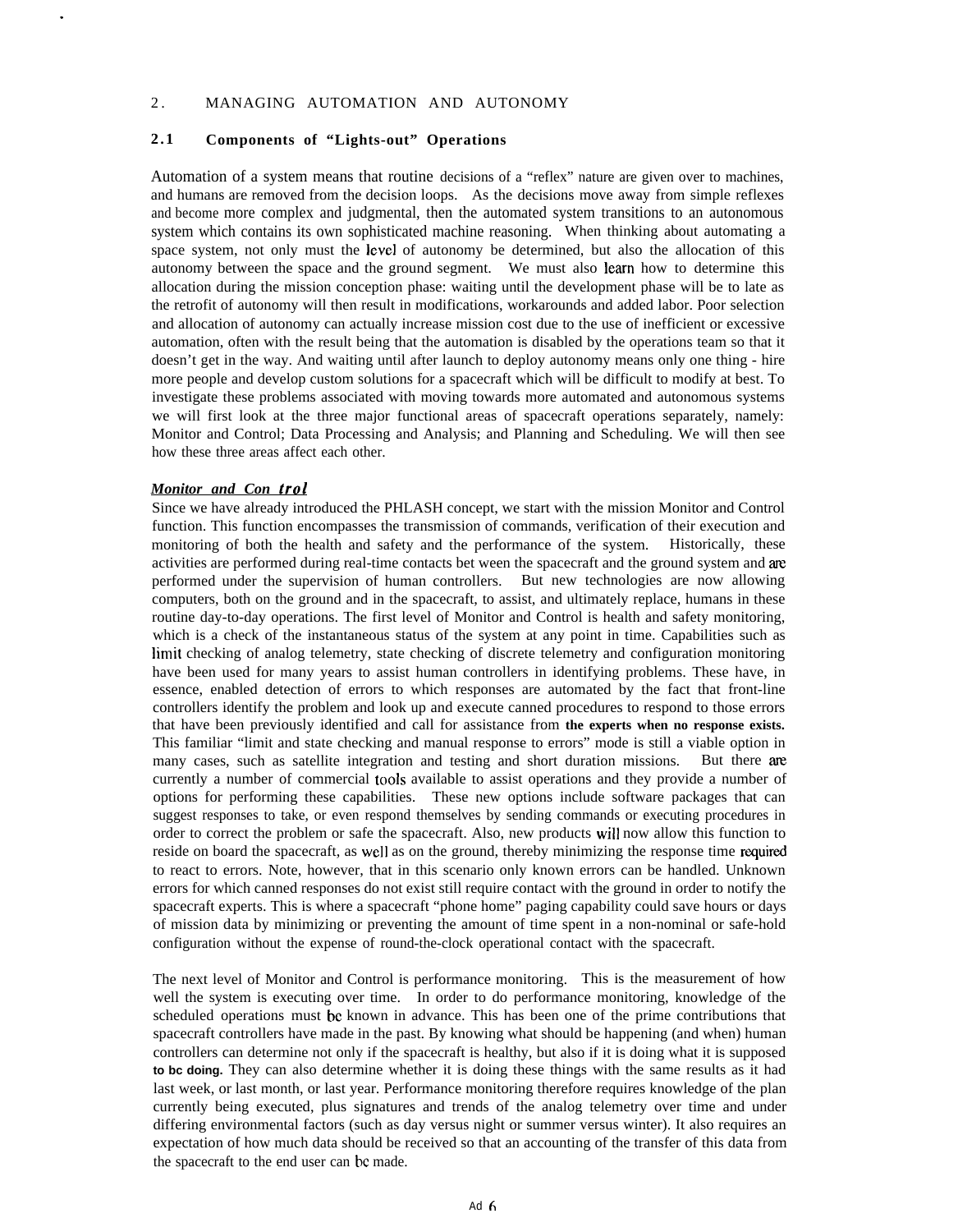## 2. MANAGING AUTOMATION AND AUTONOMY

### 2.1 Components of "Lights-out" Operations

Automation of a system means that routine decisions of a "reflex" nature are given over to machines, and humans are removed from the decision loops. As the decisions move away from simple reflexes and become more complex and judgmental, then the automated system transitions to an autonomous system which contains its own sophisticated machine reasoning. When thinking about automating a space system, not only must the level of autonomy be determined, but also the allocation of this autonomy between the space and the ground segment. We must also learn how to determine this allocation during the mission conception phase: waiting until the development phase will be to late as the retrofit of autonomy will then result in modifications, workarounds and added labor. Poor selection and allocation of autonomy can actually increase mission cost due to the use of inefficient or excessive automation, often with the result being that the automation is disabled by the operations team so that it doesn't get in the way. And waiting until after launch to deploy autonomy means only one thing - hire more people and develop custom solutions for a spacecraft which will be difficult to modify at best. To investigate these problems associated with moving towards more automated and autonomous systems we will first look at the three major functional areas of spacecraft operations separately, namely: Monitor and Control; Data Processing and Analysis; and Planning and Scheduling. We will then see how these three areas affect each other.

***Monitor and Control***

Since we have already introduced the PHLASH concept, we start with the mission Monitor and Control function. This function encompasses the transmission of commands, verification of their execution and monitoring of both the health and safety and the performance of the system. Historically, these activities are performed during real-time contacts bet ween the spacecraft and the ground system and are performed under the supervision of human controllers. But new technologies are now allowing computers, both on the ground and in the spacecraft, to assist, and ultimately replace, humans in these routine day-to-day operations. The first level of Monitor and Control is health and safety monitoring, which is a check of the instantaneous status of the system at any point in time. Capabilities such as limit checking of analog telemetry, state checking of discrete telemetry and configuration monitoring have been used for many years to assist human controllers in identifying problems. These have, in essence, enabled detection of errors to which responses are automated by the fact that front-line controllers identify the problem and look up and execute canned procedures to respond to those errors that have been previously identified and call for assistance from the experts when no response exists. This familiar "limit and state checking and manual response to errors" mode is still a viable option in many cases, such as satellite integration and testing and short duration missions. But there are currently a number of commercial tools available to assist operations and they provide a number of options for performing these capabilities. These new options include software packages that can suggest responses to take, or even respond themselves by sending commands or executing procedures in order to correct the problem or safe the spacecraft. Also, new products will now allow this function to reside on board the spacecraft, as well as on the ground, thereby minimizing the response time required to react to errors. Note, however, that in this scenario only known errors can be handled. Unknown errors for which canned responses do not exist still require contact with the ground in order to notify the spacecraft experts. This is where a spacecraft "phone home" paging capability could save hours or days of mission data by minimizing or preventing the amount of time spent in a non-nominal or safe-hold configuration without the expense of round-the-clock operational contact with the spacecraft.

The next level of Monitor and Control is performance monitoring. This is the measurement of how well the system is executing over time. In order to do performance monitoring, knowledge of the scheduled operations must be known in advance. This has been one of the prime contributions that spacecraft controllers have made in the past. By knowing what should be happening (and when) human controllers can determine not only if the spacecraft is healthy, but also if it is doing what it is supposed to be doing. They can also determine whether it is doing these things with the same results as it had last week, or last month, or last year. Performance monitoring therefore requires knowledge of the plan currently being executed, plus signatures and trends of the analog telemetry over time and under differing environmental factors (such as day versus night or summer versus winter). It also requires an expectation of how much data should be received so that an accounting of the transfer of this data from the spacecraft to the end user can be made.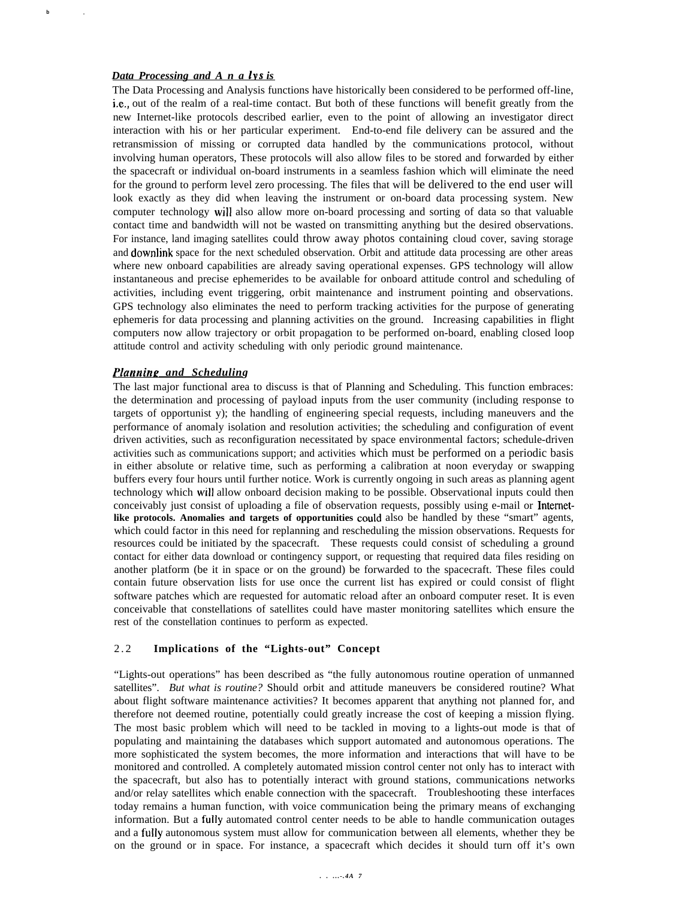***Data Processing and Analysis***

The Data Processing and Analysis functions have historically been considered to be performed off-line, i.e., out of the realm of a real-time contact. But both of these functions will benefit greatly from the new Internet-like protocols described earlier, even to the point of allowing an investigator direct interaction with his or her particular experiment. End-to-end file delivery can be assured and the retransmission of missing or corrupted data handled by the communications protocol, without involving human operators, These protocols will also allow files to be stored and forwarded by either the spacecraft or individual on-board instruments in a seamless fashion which will eliminate the need for the ground to perform level zero processing. The files that will be delivered to the end user will look exactly as they did when leaving the instrument or on-board data processing system. New computer technology will also allow more on-board processing and sorting of data so that valuable contact time and bandwidth will not be wasted on transmitting anything but the desired observations. For instance, land imaging satellites could throw away photos containing cloud cover, saving storage and downlink space for the next scheduled observation. Orbit and attitude data processing are other areas where new onboard capabilities are already saving operational expenses. GPS technology will allow instantaneous and precise ephemerides to be available for onboard attitude control and scheduling of activities, including event triggering, orbit maintenance and instrument pointing and observations. GPS technology also eliminates the need to perform tracking activities for the purpose of generating ephemeris for data processing and planning activities on the ground. Increasing capabilities in flight computers now allow trajectory or orbit propagation to be performed on-board, enabling closed loop attitude control and activity scheduling with only periodic ground maintenance.

***Planning and Scheduling***

The last major functional area to discuss is that of Planning and Scheduling. This function embraces: the determination and processing of payload inputs from the user community (including response to targets of opportunist y); the handling of engineering special requests, including maneuvers and the performance of anomaly isolation and resolution activities; the scheduling and configuration of event driven activities, such as reconfiguration necessitated by space environmental factors; schedule-driven activities such as communications support; and activities which must be performed on a periodic basis in either absolute or relative time, such as performing a calibration at noon everyday or swapping buffers every four hours until further notice. Work is currently ongoing in such areas as planning agent technology which will allow onboard decision making to be possible. Observational inputs could then conceivably just consist of uploading a file of observation requests, possibly using e-mail or Internet-like protocols. Anomalies and targets of opportunities could also be handled by these "smart" agents, which could factor in this need for replanning and rescheduling the mission observations. Requests for resources could be initiated by the spacecraft. These requests could consist of scheduling a ground contact for either data download or contingency support, or requesting that required data files residing on another platform (be it in space or on the ground) be forwarded to the spacecraft. These files could contain future observation lists for use once the current list has expired or could consist of flight software patches which are requested for automatic reload after an onboard computer reset. It is even conceivable that constellations of satellites could have master monitoring satellites which ensure the rest of the constellation continues to perform as expected.

## 2.2 Implications of the "Lights-out" Concept

"Lights-out operations" has been described as "the fully autonomous routine operation of unmanned satellites". *But what is routine?* Should orbit and attitude maneuvers be considered routine? What about flight software maintenance activities? It becomes apparent that anything not planned for, and therefore not deemed routine, potentially could greatly increase the cost of keeping a mission flying. The most basic problem which will need to be tackled in moving to a lights-out mode is that of populating and maintaining the databases which support automated and autonomous operations. The more sophisticated the system becomes, the more information and interactions that will have to be monitored and controlled. A completely automated mission control center not only has to interact with the spacecraft, but also has to potentially interact with ground stations, communications networks and/or relay satellites which enable connection with the spacecraft. Troubleshooting these interfaces today remains a human function, with voice communication being the primary means of exchanging information. But a fully automated control center needs to be able to handle communication outages and a fully autonomous system must allow for communication between all elements, whether they be on the ground or in space. For instance, a spacecraft which decides it should turn off it's own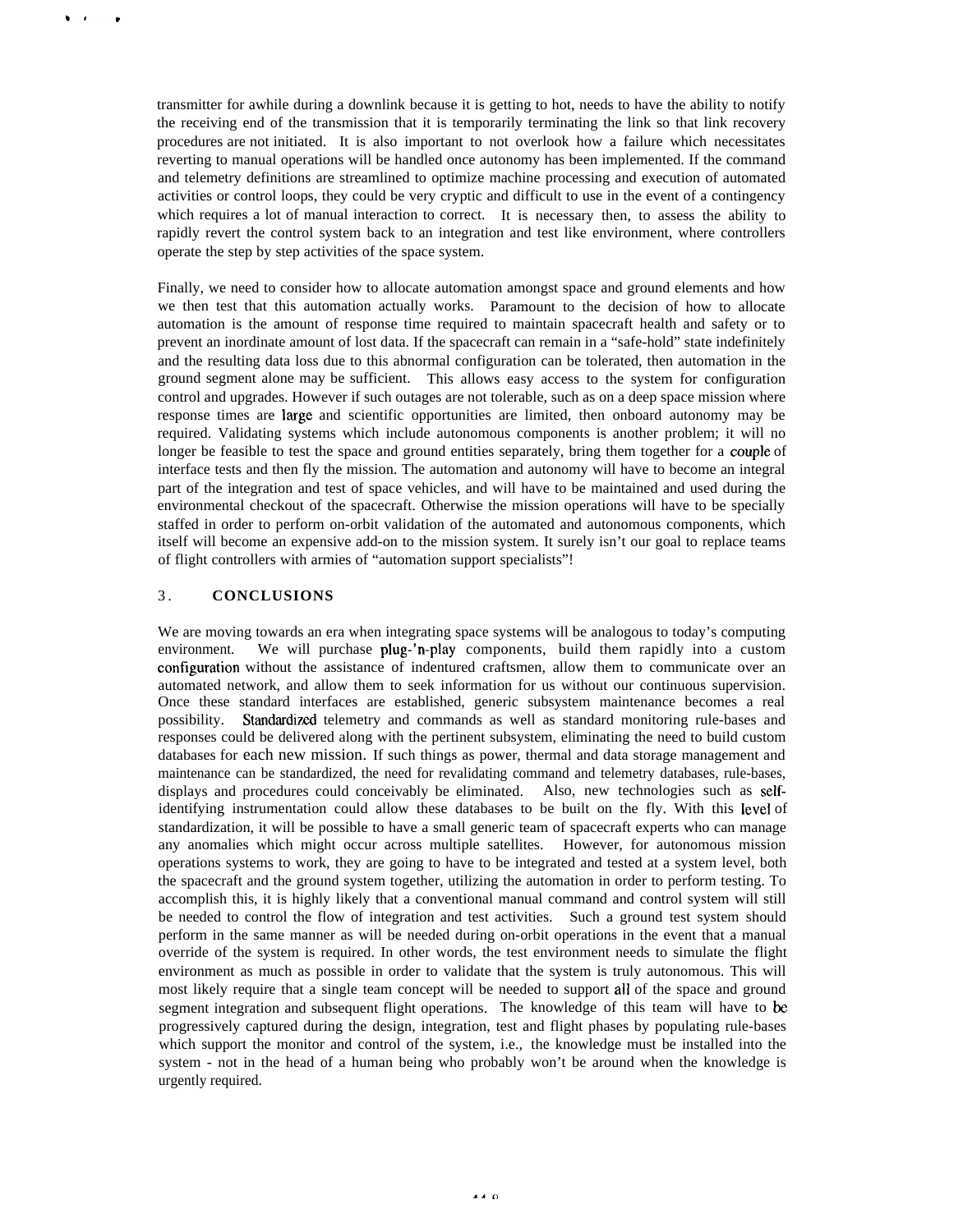transmitter for awhile during a downlink because it is getting to hot, needs to have the ability to notify the receiving end of the transmission that it is temporarily terminating the link so that link recovery procedures are not initiated. It is also important to not overlook how a failure which necessitates reverting to manual operations will be handled once autonomy has been implemented. If the command and telemetry definitions are streamlined to optimize machine processing and execution of automated activities or control loops, they could be very cryptic and difficult to use in the event of a contingency which requires a lot of manual interaction to correct. It is necessary then, to assess the ability to rapidly revert the control system back to an integration and test like environment, where controllers operate the step by step activities of the space system.

Finally, we need to consider how to allocate automation amongst space and ground elements and how we then test that this automation actually works. Paramount to the decision of how to allocate automation is the amount of response time required to maintain spacecraft health and safety or to prevent an inordinate amount of lost data. If the spacecraft can remain in a "safe-hold" state indefinitely and the resulting data loss due to this abnormal configuration can be tolerated, then automation in the ground segment alone may be sufficient. This allows easy access to the system for configuration control and upgrades. However if such outages are not tolerable, such as on a deep space mission where response times are large and scientific opportunities are limited, then onboard autonomy may be required. Validating systems which include autonomous components is another problem; it will no longer be feasible to test the space and ground entities separately, bring them together for a couple of interface tests and then fly the mission. The automation and autonomy will have to become an integral part of the integration and test of space vehicles, and will have to be maintained and used during the environmental checkout of the spacecraft. Otherwise the mission operations will have to be specially staffed in order to perform on-orbit validation of the automated and autonomous components, which itself will become an expensive add-on to the mission system. It surely isn't our goal to replace teams of flight controllers with armies of "automation support specialists"!

## 3. CONCLUSIONS

We are moving towards an era when integrating space systems will be analogous to today's computing environment. We will purchase plug-'n-play components, build them rapidly into a custom configuration without the assistance of indentured craftsmen, allow them to communicate over an automated network, and allow them to seek information for us without our continuous supervision. Once these standard interfaces are established, generic subsystem maintenance becomes a real possibility. Standardized telemetry and commands as well as standard monitoring rule-bases and responses could be delivered along with the pertinent subsystem, eliminating the need to build custom databases for each new mission. If such things as power, thermal and data storage management and maintenance can be standardized, the need for revalidating command and telemetry databases, rule-bases, displays and procedures could conceivably be eliminated. Also, new technologies such as self-identifying instrumentation could allow these databases to be built on the fly. With this level of standardization, it will be possible to have a small generic team of spacecraft experts who can manage any anomalies which might occur across multiple satellites. However, for autonomous mission operations systems to work, they are going to have to be integrated and tested at a system level, both the spacecraft and the ground system together, utilizing the automation in order to perform testing. To accomplish this, it is highly likely that a conventional manual command and control system will still be needed to control the flow of integration and test activities. Such a ground test system should perform in the same manner as will be needed during on-orbit operations in the event that a manual override of the system is required. In other words, the test environment needs to simulate the flight environment as much as possible in order to validate that the system is truly autonomous. This will most likely require that a single team concept will be needed to support all of the space and ground segment integration and subsequent flight operations. The knowledge of this team will have to be progressively captured during the design, integration, test and flight phases by populating rule-bases which support the monitor and control of the system, i.e., the knowledge must be installed into the system - not in the head of a human being who probably won't be around when the knowledge is urgently required.